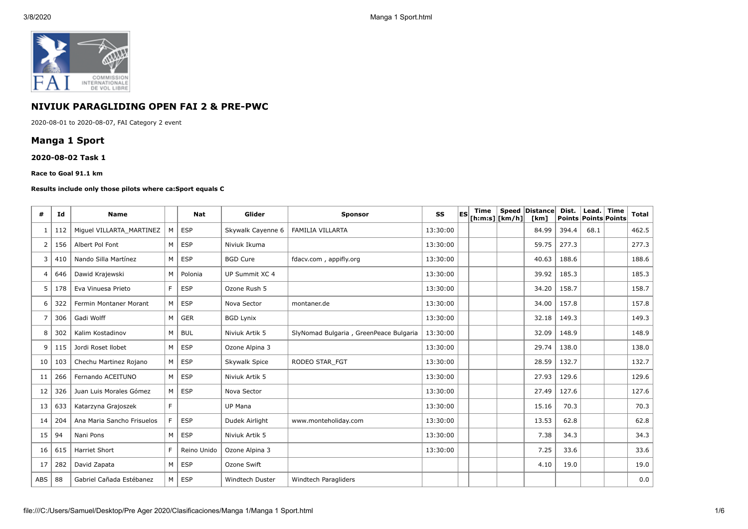## NIVIUK PARAGLIDING OPEN FAI 2 & PRE-PWC

2020-08-01 to 2020-08-07, FAI Category 2 event

## Manga 1 Sport

### 2020-08-02 Task 1

**Race to Goal 91.1 km**

**Results include only those pilots where ca:Sport equals C**

| # | Id | Name | | Nat | Glider | Sponsor | SS | ES | Time [h:m:s] | Speed [km/h] | Distance [km] | Dist. Points | Lead. Points | Time Points | Total |
|---|---|---|---|---|---|---|---|---|---|---|---|---|---|---|---|
| 1 | 112 | Miguel VILLARTA_MARTINEZ | M | ESP | Skywalk Cayenne 6 | FAMILIA VILLARTA | 13:30:00 | | | | 84.99 | 394.4 | 68.1 | | 462.5 |
| 2 | 156 | Albert Pol Font | M | ESP | Niviuk Ikuma | | 13:30:00 | | | | 59.75 | 277.3 | | | 277.3 |
| 3 | 410 | Nando Silla Martínez | M | ESP | BGD Cure | fdacv.com , appifly.org | 13:30:00 | | | | 40.63 | 188.6 | | | 188.6 |
| 4 | 646 | Dawid Krajewski | M | Polonia | UP Summit XC 4 | | 13:30:00 | | | | 39.92 | 185.3 | | | 185.3 |
| 5 | 178 | Eva Vinuesa Prieto | F | ESP | Ozone Rush 5 | | 13:30:00 | | | | 34.20 | 158.7 | | | 158.7 |
| 6 | 322 | Fermin Montaner Morant | M | ESP | Nova Sector | montaner.de | 13:30:00 | | | | 34.00 | 157.8 | | | 157.8 |
| 7 | 306 | Gadi Wolff | M | GER | BGD Lynix | | 13:30:00 | | | | 32.18 | 149.3 | | | 149.3 |
| 8 | 302 | Kalim Kostadinov | M | BUL | Niviuk Artik 5 | SlyNomad Bulgaria , GreenPeace Bulgaria | 13:30:00 | | | | 32.09 | 148.9 | | | 148.9 |
| 9 | 115 | Jordi Roset llobet | M | ESP | Ozone Alpina 3 | | 13:30:00 | | | | 29.74 | 138.0 | | | 138.0 |
| 10 | 103 | Chechu Martinez Rojano | M | ESP | Skywalk Spice | RODEO STAR_FGT | 13:30:00 | | | | 28.59 | 132.7 | | | 132.7 |
| 11 | 266 | Fernando ACEITUNO | M | ESP | Niviuk Artik 5 | | 13:30:00 | | | | 27.93 | 129.6 | | | 129.6 |
| 12 | 326 | Juan Luis Morales Gómez | M | ESP | Nova Sector | | 13:30:00 | | | | 27.49 | 127.6 | | | 127.6 |
| 13 | 633 | Katarzyna Grajoszek | F | | UP Mana | | 13:30:00 | | | | 15.16 | 70.3 | | | 70.3 |
| 14 | 204 | Ana Maria Sancho Frisuelos | F | ESP | Dudek Airlight | www.monteholiday.com | 13:30:00 | | | | 13.53 | 62.8 | | | 62.8 |
| 15 | 94 | Nani Pons | M | ESP | Niviuk Artik 5 | | 13:30:00 | | | | 7.38 | 34.3 | | | 34.3 |
| 16 | 615 | Harriet Short | F | Reino Unido | Ozone Alpina 3 | | 13:30:00 | | | | 7.25 | 33.6 | | | 33.6 |
| 17 | 282 | David Zapata | M | ESP | Ozone Swift | | | | | | 4.10 | 19.0 | | | 19.0 |
| ABS | 88 | Gabriel Cañada Estébanez | M | ESP | Windtech Duster | Windtech Paragliders | | | | | | | | | 0.0 |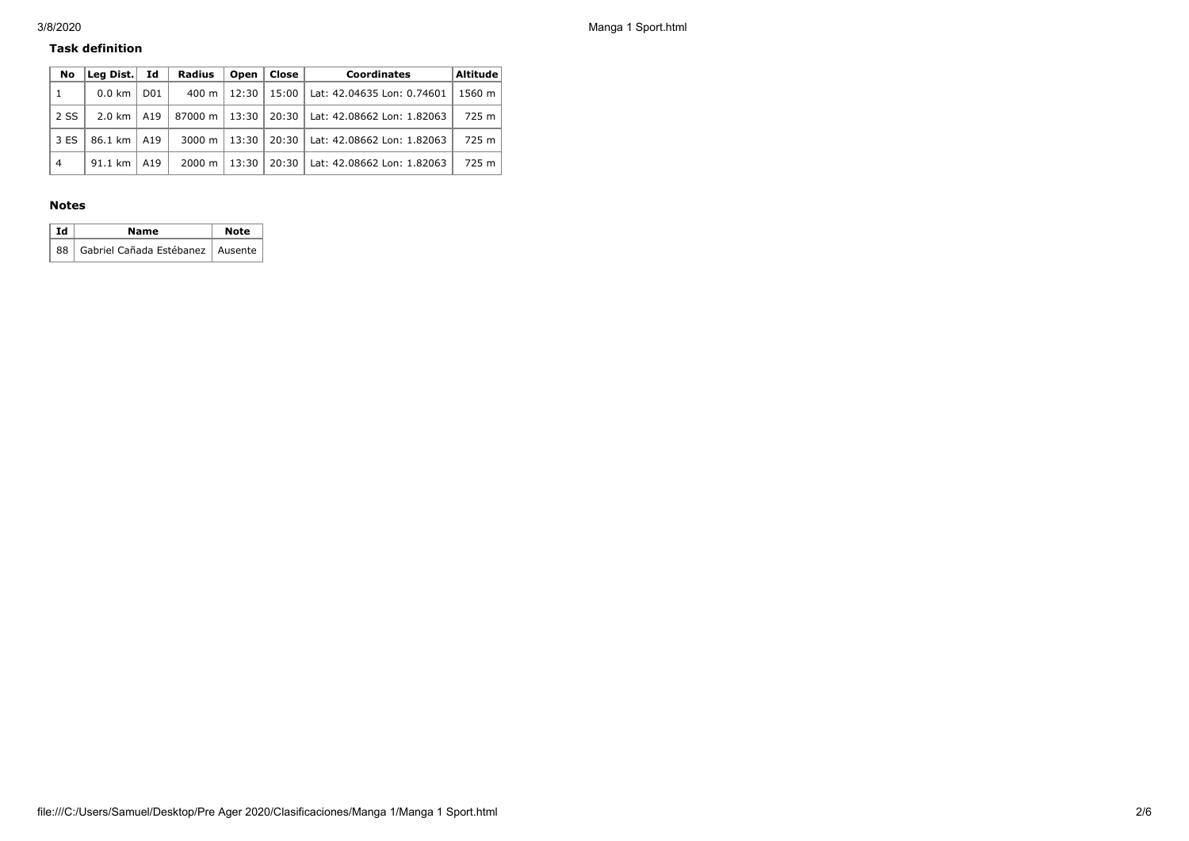**Task definition**

| No | Leg Dist. | Id | Radius | Open | Close | Coordinates | Altitude |
|---|---|---|---|---|---|---|---|
| 1 | 0.0 km | D01 | 400 m | 12:30 | 15:00 | Lat: 42.04635 Lon: 0.74601 | 1560 m |
| 2 SS | 2.0 km | A19 | 87000 m | 13:30 | 20:30 | Lat: 42.08662 Lon: 1.82063 | 725 m |
| 3 ES | 86.1 km | A19 | 3000 m | 13:30 | 20:30 | Lat: 42.08662 Lon: 1.82063 | 725 m |
| 4 | 91.1 km | A19 | 2000 m | 13:30 | 20:30 | Lat: 42.08662 Lon: 1.82063 | 725 m |

**Notes**

| Id | Name | Note |
|---|---|---|
| 88 | Gabriel Cañada Estébanez | Ausente |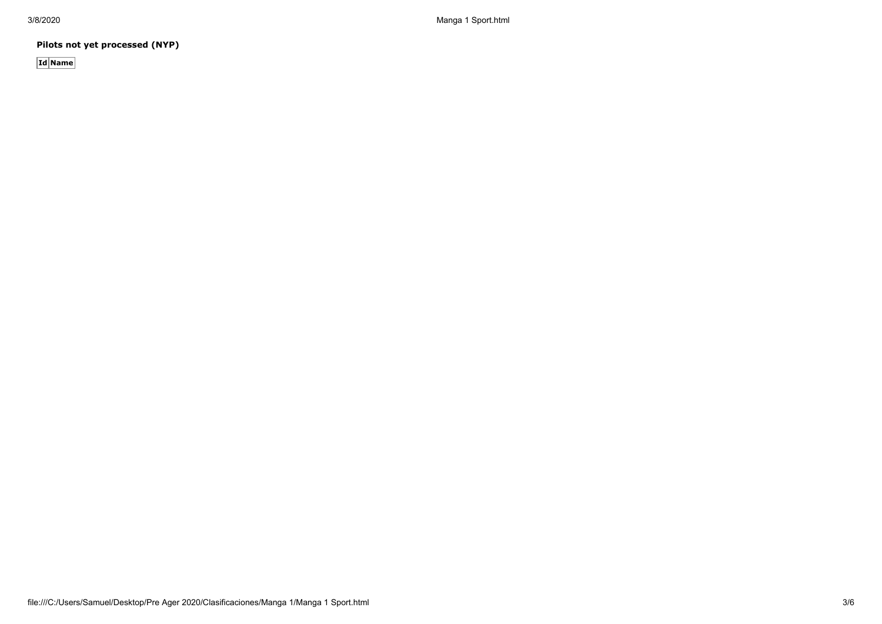**Pilots not yet processed (NYP)**

| Id | Name |
| --- | --- |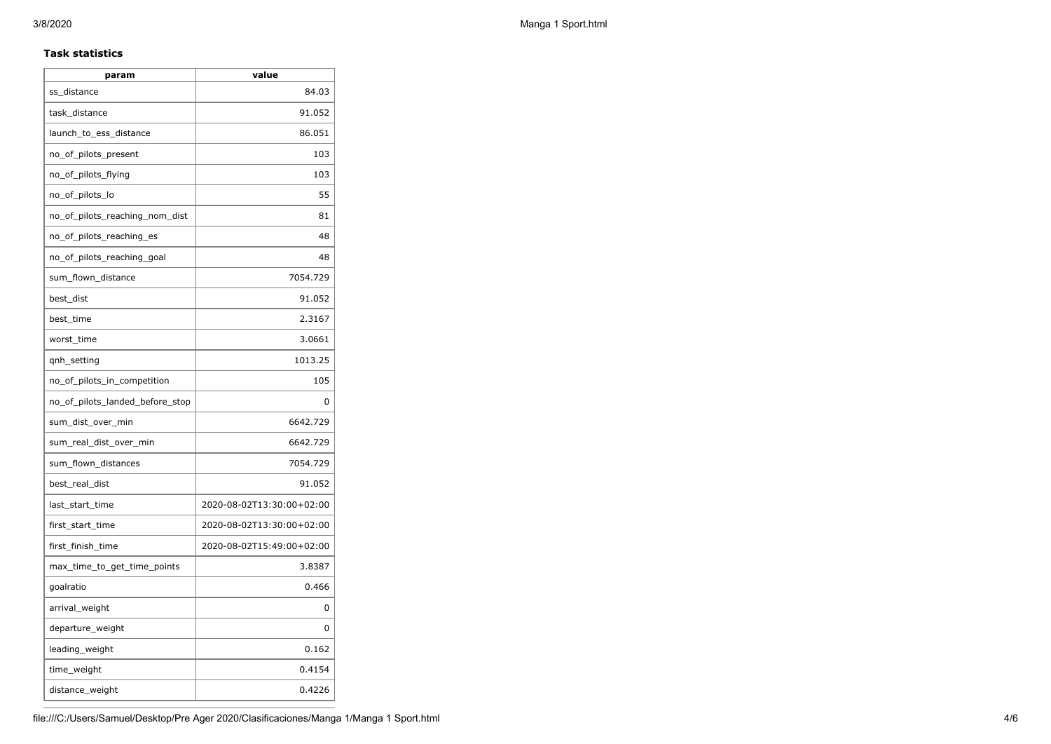**Task statistics**

| param | value |
|---|---|
| ss_distance | 84.03 |
| task_distance | 91.052 |
| launch_to_ess_distance | 86.051 |
| no_of_pilots_present | 103 |
| no_of_pilots_flying | 103 |
| no_of_pilots_lo | 55 |
| no_of_pilots_reaching_nom_dist | 81 |
| no_of_pilots_reaching_es | 48 |
| no_of_pilots_reaching_goal | 48 |
| sum_flown_distance | 7054.729 |
| best_dist | 91.052 |
| best_time | 2.3167 |
| worst_time | 3.0661 |
| qnh_setting | 1013.25 |
| no_of_pilots_in_competition | 105 |
| no_of_pilots_landed_before_stop | 0 |
| sum_dist_over_min | 6642.729 |
| sum_real_dist_over_min | 6642.729 |
| sum_flown_distances | 7054.729 |
| best_real_dist | 91.052 |
| last_start_time | 2020-08-02T13:30:00+02:00 |
| first_start_time | 2020-08-02T13:30:00+02:00 |
| first_finish_time | 2020-08-02T15:49:00+02:00 |
| max_time_to_get_time_points | 3.8387 |
| goalratio | 0.466 |
| arrival_weight | 0 |
| departure_weight | 0 |
| leading_weight | 0.162 |
| time_weight | 0.4154 |
| distance_weight | 0.4226 |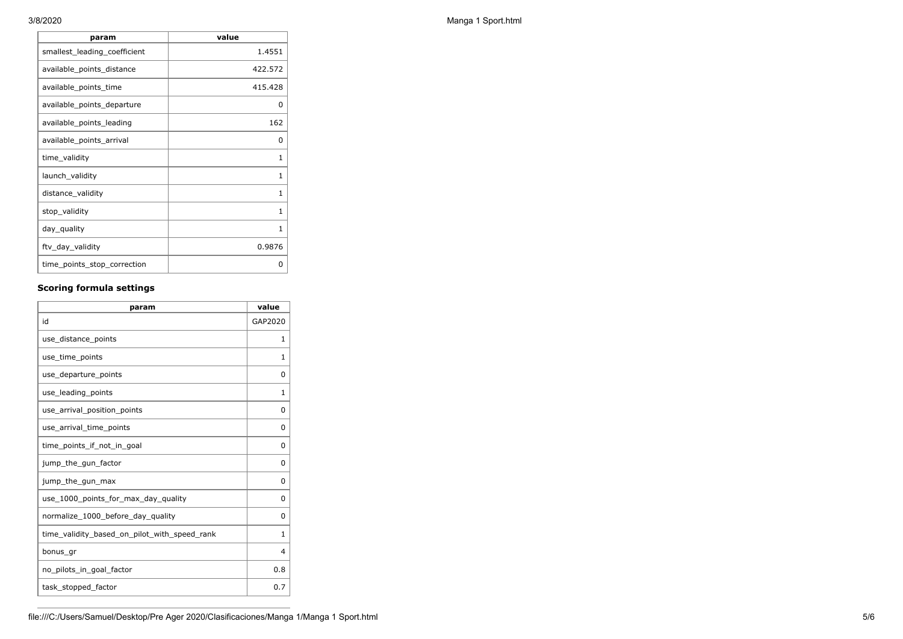| param | value |
| --- | --- |
| smallest_leading_coefficient | 1.4551 |
| available_points_distance | 422.572 |
| available_points_time | 415.428 |
| available_points_departure | 0 |
| available_points_leading | 162 |
| available_points_arrival | 0 |
| time_validity | 1 |
| launch_validity | 1 |
| distance_validity | 1 |
| stop_validity | 1 |
| day_quality | 1 |
| ftv_day_validity | 0.9876 |
| time_points_stop_correction | 0 |

### Scoring formula settings

| param | value |
| --- | --- |
| id | GAP2020 |
| use_distance_points | 1 |
| use_time_points | 1 |
| use_departure_points | 0 |
| use_leading_points | 1 |
| use_arrival_position_points | 0 |
| use_arrival_time_points | 0 |
| time_points_if_not_in_goal | 0 |
| jump_the_gun_factor | 0 |
| jump_the_gun_max | 0 |
| use_1000_points_for_max_day_quality | 0 |
| normalize_1000_before_day_quality | 0 |
| time_validity_based_on_pilot_with_speed_rank | 1 |
| bonus_gr | 4 |
| no_pilots_in_goal_factor | 0.8 |
| task_stopped_factor | 0.7 |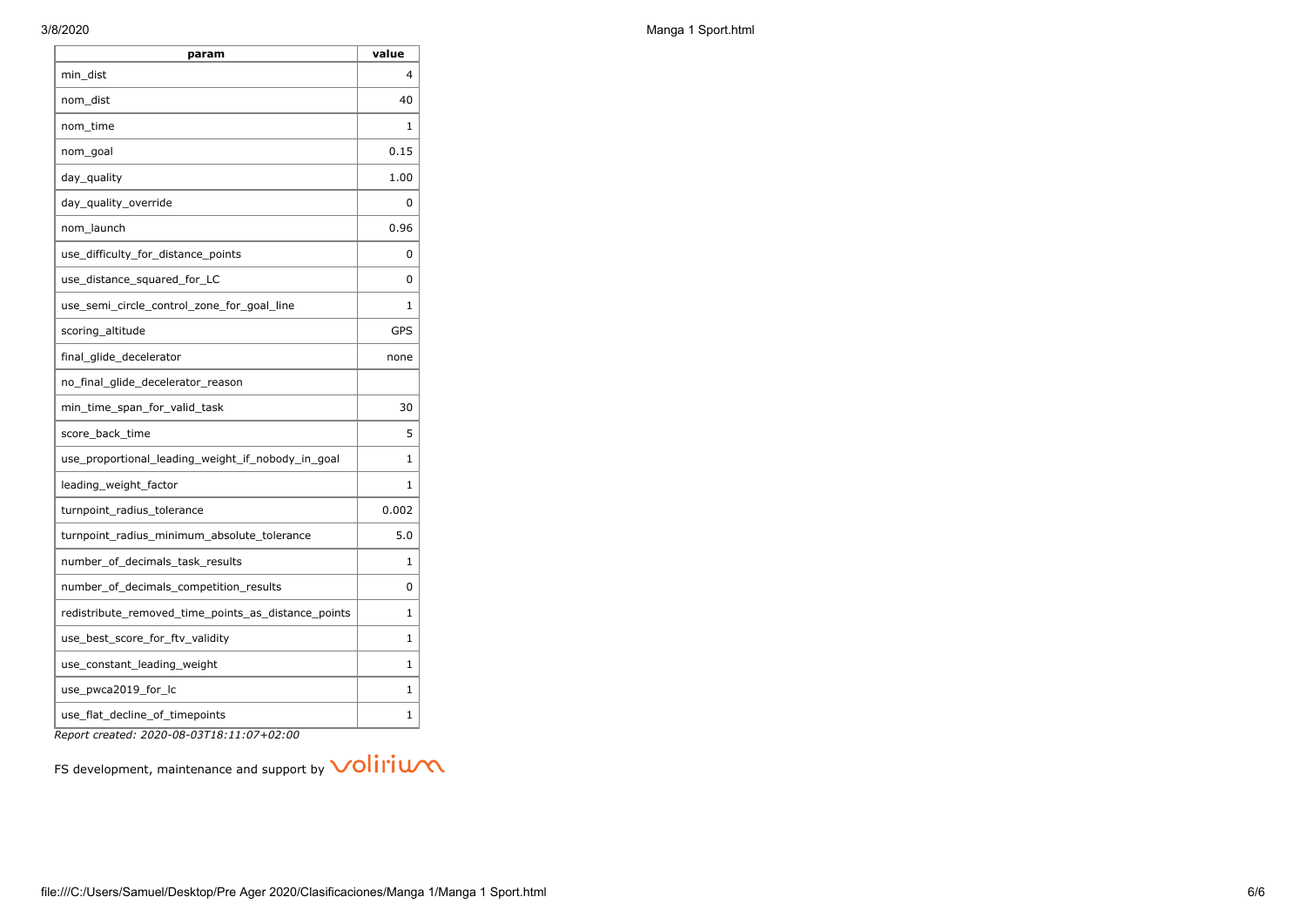| param | value |
|---|---|
| min_dist | 4 |
| nom_dist | 40 |
| nom_time | 1 |
| nom_goal | 0.15 |
| day_quality | 1.00 |
| day_quality_override | 0 |
| nom_launch | 0.96 |
| use_difficulty_for_distance_points | 0 |
| use_distance_squared_for_LC | 0 |
| use_semi_circle_control_zone_for_goal_line | 1 |
| scoring_altitude | GPS |
| final_glide_decelerator | none |
| no_final_glide_decelerator_reason | |
| min_time_span_for_valid_task | 30 |
| score_back_time | 5 |
| use_proportional_leading_weight_if_nobody_in_goal | 1 |
| leading_weight_factor | 1 |
| turnpoint_radius_tolerance | 0.002 |
| turnpoint_radius_minimum_absolute_tolerance | 5.0 |
| number_of_decimals_task_results | 1 |
| number_of_decimals_competition_results | 0 |
| redistribute_removed_time_points_as_distance_points | 1 |
| use_best_score_for_ftv_validity | 1 |
| use_constant_leading_weight | 1 |
| use_pwca2019_for_lc | 1 |
| use_flat_decline_of_timepoints | 1 |

*Report created: 2020-08-03T18:11:07+02:00*

FS development, maintenance and support by volirium